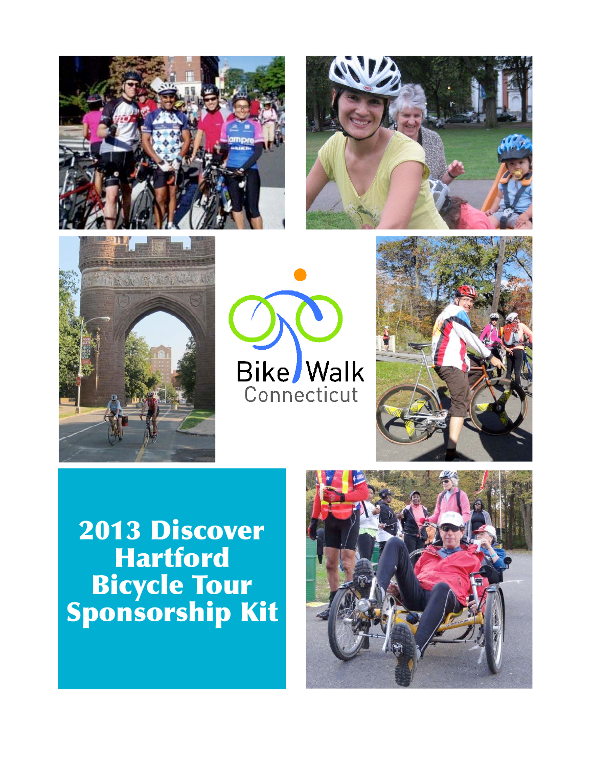Bike Walk Connecticut

# 2013 Discover Hartford Bicycle Tour Sponsorship Kit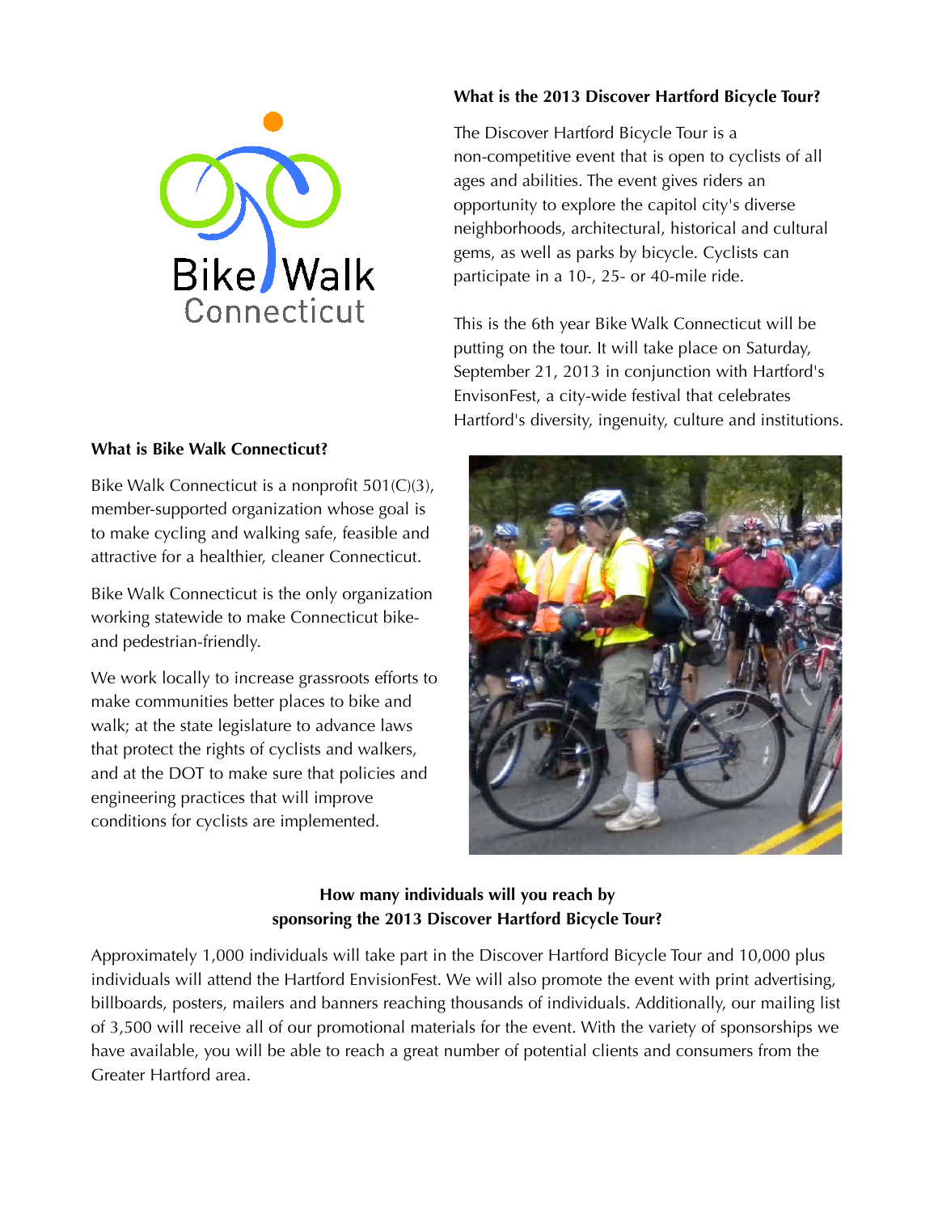Bike Walk Connecticut

## What is the 2013 Discover Hartford Bicycle Tour?

The Discover Hartford Bicycle Tour is a non-competitive event that is open to cyclists of all ages and abilities. The event gives riders an opportunity to explore the capitol city's diverse neighborhoods, architectural, historical and cultural gems, as well as parks by bicycle. Cyclists can participate in a 10-, 25- or 40-mile ride.

This is the 6th year Bike Walk Connecticut will be putting on the tour. It will take place on Saturday, September 21, 2013 in conjunction with Hartford's EnvisonFest, a city-wide festival that celebrates Hartford's diversity, ingenuity, culture and institutions.

## What is Bike Walk Connecticut?

Bike Walk Connecticut is a nonprofit 501(C)(3), member-supported organization whose goal is to make cycling and walking safe, feasible and attractive for a healthier, cleaner Connecticut.

Bike Walk Connecticut is the only organization working statewide to make Connecticut bike- and pedestrian-friendly.

We work locally to increase grassroots efforts to make communities better places to bike and walk; at the state legislature to advance laws that protect the rights of cyclists and walkers, and at the DOT to make sure that policies and engineering practices that will improve conditions for cyclists are implemented.

## How many individuals will you reach by sponsoring the 2013 Discover Hartford Bicycle Tour?

Approximately 1,000 individuals will take part in the Discover Hartford Bicycle Tour and 10,000 plus individuals will attend the Hartford EnvisionFest. We will also promote the event with print advertising, billboards, posters, mailers and banners reaching thousands of individuals. Additionally, our mailing list of 3,500 will receive all of our promotional materials for the event. With the variety of sponsorships we have available, you will be able to reach a great number of potential clients and consumers from the Greater Hartford area.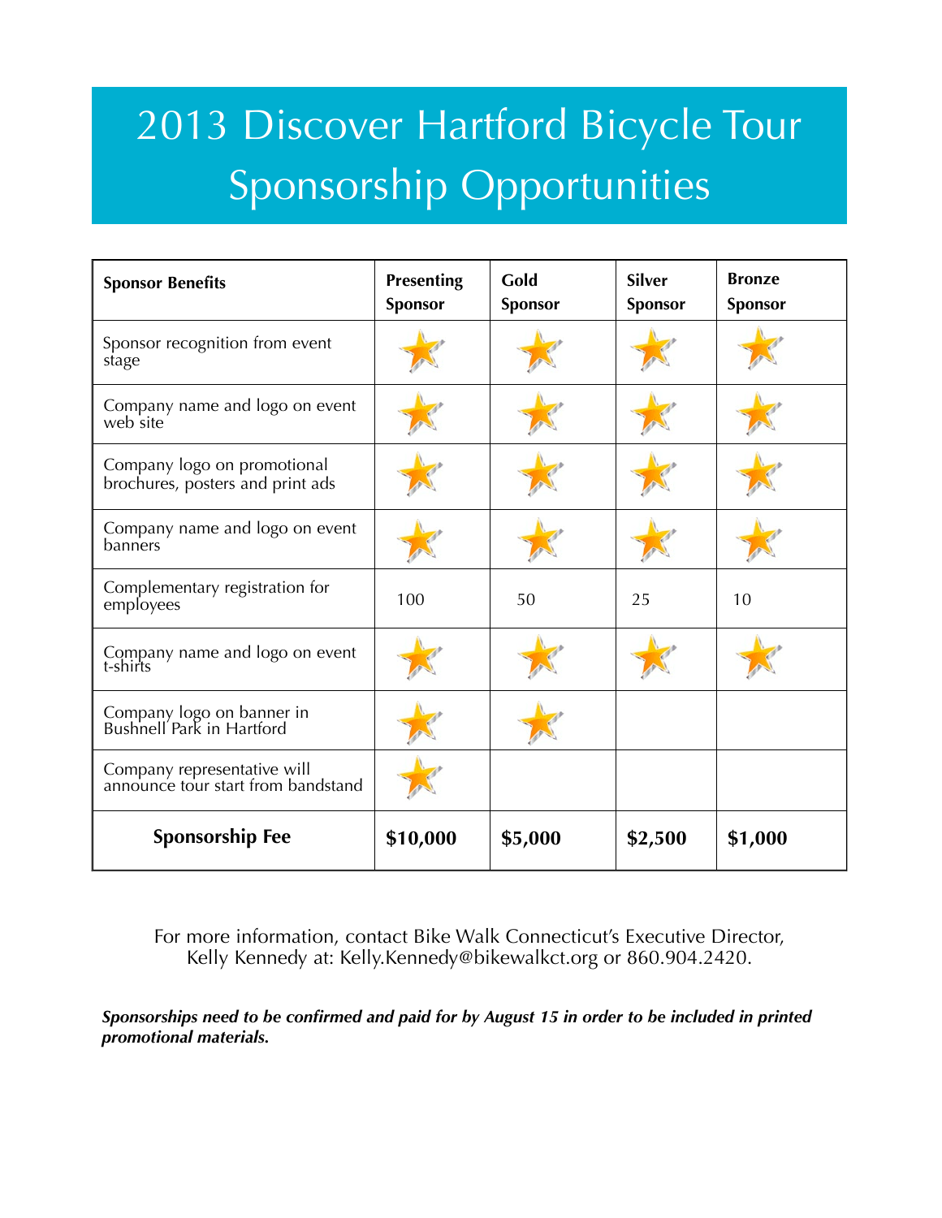# 2013 Discover Hartford Bicycle Tour Sponsorship Opportunities

| Sponsor Benefits | Presenting Sponsor | Gold Sponsor | Silver Sponsor | Bronze Sponsor |
|---|---|---|---|---|
| Sponsor recognition from event stage | ★ | ★ | ★ | ★ |
| Company name and logo on event web site | ★ | ★ | ★ | ★ |
| Company logo on promotional brochures, posters and print ads | ★ | ★ | ★ | ★ |
| Company name and logo on event banners | ★ | ★ | ★ | ★ |
| Complementary registration for employees | 100 | 50 | 25 | 10 |
| Company name and logo on event t-shirts | ★ | ★ | ★ | ★ |
| Company logo on banner in Bushnell Park in Hartford | ★ | ★ | | |
| Company representative will announce tour start from bandstand | ★ | | | |
| **Sponsorship Fee** | **$10,000** | **$5,000** | **$2,500** | **$1,000** |

For more information, contact Bike Walk Connecticut's Executive Director, Kelly Kennedy at: Kelly.Kennedy@bikewalkct.org or 860.904.2420.

***Sponsorships need to be confirmed and paid for by August 15 in order to be included in printed promotional materials.***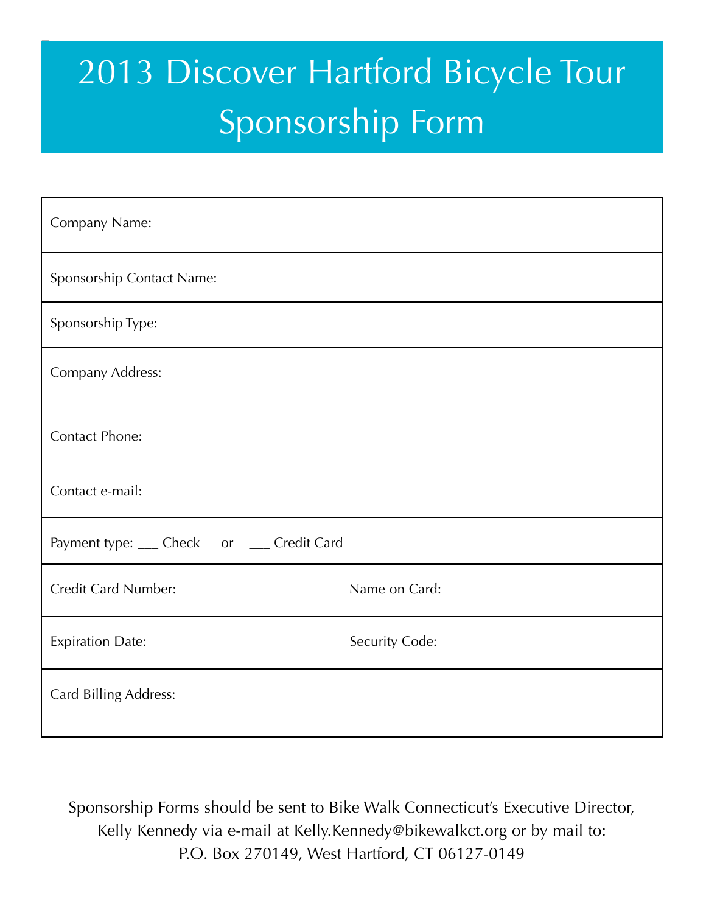# 2013 Discover Hartford Bicycle Tour Sponsorship Form

| | |
|---|---|
| Company Name: | |
| Sponsorship Contact Name: | |
| Sponsorship Type: | |
| Company Address: | |
| Contact Phone: | |
| Contact e-mail: | |
| Payment type: ___ Check or ___ Credit Card | |
| Credit Card Number: | Name on Card: |
| Expiration Date: | Security Code: |
| Card Billing Address: | |

Sponsorship Forms should be sent to Bike Walk Connecticut's Executive Director, Kelly Kennedy via e-mail at Kelly.Kennedy@bikewalkct.org or by mail to: P.O. Box 270149, West Hartford, CT 06127-0149